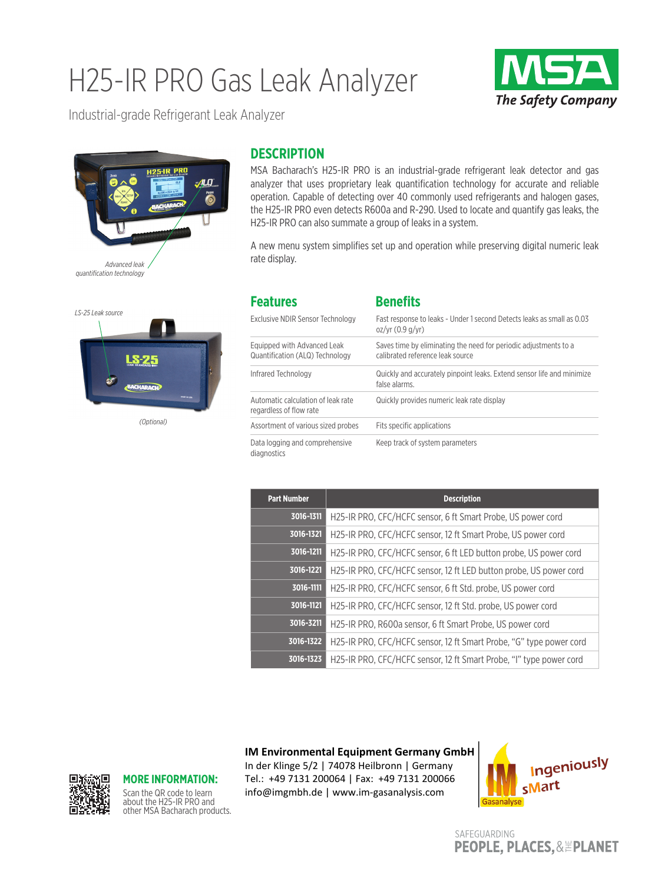# H25-IR PRO Gas Leak Analyzer

Industrial-grade Refrigerant Leak Analyzer

*Advanced leak quantification technology*

*LS-25 Leak source*

*(Optional)*

## DESCRIPTION

MSA Bacharach's H25-IR PRO is an industrial-grade refrigerant leak detector and gas analyzer that uses proprietary leak quantification technology for accurate and reliable operation. Capable of detecting over 40 commonly used refrigerants and halogen gases, the H25-IR PRO even detects R600a and R-290. Used to locate and quantify gas leaks, the H25-IR PRO can also summate a group of leaks in a system.

A new menu system simplifies set up and operation while preserving digital numeric leak rate display.

| Features | Benefits |
|---|---|
| Exclusive NDIR Sensor Technology | Fast response to leaks - Under 1 second Detects leaks as small as 0.03 oz/yr (0.9 g/yr) |
| Equipped with Advanced Leak Quantification (ALQ) Technology | Saves time by eliminating the need for periodic adjustments to a calibrated reference leak source |
| Infrared Technology | Quickly and accurately pinpoint leaks. Extend sensor life and minimize false alarms. |
| Automatic calculation of leak rate regardless of flow rate | Quickly provides numeric leak rate display |
| Assortment of various sized probes | Fits specific applications |
| Data logging and comprehensive diagnostics | Keep track of system parameters |

| Part Number | Description |
|---|---|
| 3016-1311 | H25-IR PRO, CFC/HCFC sensor, 6 ft Smart Probe, US power cord |
| 3016-1321 | H25-IR PRO, CFC/HCFC sensor, 12 ft Smart Probe, US power cord |
| 3016-1211 | H25-IR PRO, CFC/HCFC sensor, 6 ft LED button probe, US power cord |
| 3016-1221 | H25-IR PRO, CFC/HCFC sensor, 12 ft LED button probe, US power cord |
| 3016-1111 | H25-IR PRO, CFC/HCFC sensor, 6 ft Std. probe, US power cord |
| 3016-1121 | H25-IR PRO, CFC/HCFC sensor, 12 ft Std. probe, US power cord |
| 3016-3211 | H25-IR PRO, R600a sensor, 6 ft Smart Probe, US power cord |
| 3016-1322 | H25-IR PRO, CFC/HCFC sensor, 12 ft Smart Probe, "G" type power cord |
| 3016-1323 | H25-IR PRO, CFC/HCFC sensor, 12 ft Smart Probe, "I" type power cord |

## MORE INFORMATION:

Scan the QR code to learn about the H25-IR PRO and other MSA Bacharach products.

**IM Environmental Equipment Germany GmbH**
In der Klinge 5/2 | 74078 Heilbronn | Germany
Tel.: +49 7131 200064 | Fax: +49 7131 200066
info@imgmbh.de | www.im-gasanalysis.com

SAFEGUARDING PEOPLE, PLACES, & THE PLANET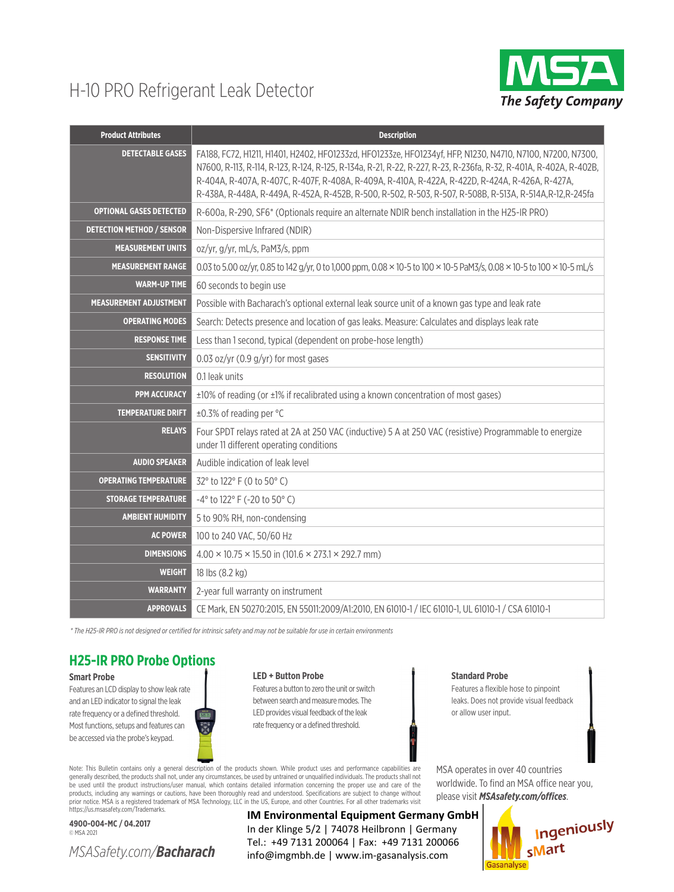# H-10 PRO Refrigerant Leak Detector

| Product Attributes | Description |
| --- | --- |
| DETECTABLE GASES | FA188, FC72, H1211, H1401, H2402, HFO1233zd, HFO1233ze, HFO1234yf, HFP, N1230, N4710, N7100, N7200, N7300, N7600, R-113, R-114, R-123, R-124, R-125, R-134a, R-21, R-22, R-227, R-23, R-236fa, R-32, R-401A, R-402A, R-402B, R-404A, R-407A, R-407C, R-407F, R-408A, R-409A, R-410A, R-422A, R-422D, R-424A, R-426A, R-427A, R-438A, R-448A, R-449A, R-452A, R-452B, R-500, R-502, R-503, R-507, R-508B, R-513A, R-514A,R-12,R-245fa |
| OPTIONAL GASES DETECTED | R-600a, R-290, SF6* (Optionals require an alternate NDIR bench installation in the H25-IR PRO) |
| DETECTION METHOD / SENSOR | Non-Dispersive Infrared (NDIR) |
| MEASUREMENT UNITS | oz/yr, g/yr, mL/s, PaM3/s, ppm |
| MEASUREMENT RANGE | 0.03 to 5.00 oz/yr, 0.85 to 142 g/yr, 0 to 1,000 ppm, 0.08 × 10-5 to 100 × 10-5 PaM3/s, 0.08 × 10-5 to 100 × 10-5 mL/s |
| WARM-UP TIME | 60 seconds to begin use |
| MEASUREMENT ADJUSTMENT | Possible with Bacharach's optional external leak source unit of a known gas type and leak rate |
| OPERATING MODES | Search: Detects presence and location of gas leaks. Measure: Calculates and displays leak rate |
| RESPONSE TIME | Less than 1 second, typical (dependent on probe-hose length) |
| SENSITIVITY | 0.03 oz/yr (0.9 g/yr) for most gases |
| RESOLUTION | 0.1 leak units |
| PPM ACCURACY | ±10% of reading (or ±1% if recalibrated using a known concentration of most gases) |
| TEMPERATURE DRIFT | ±0.3% of reading per °C |
| RELAYS | Four SPDT relays rated at 2A at 250 VAC (inductive) 5 A at 250 VAC (resistive) Programmable to energize under 11 different operating conditions |
| AUDIO SPEAKER | Audible indication of leak level |
| OPERATING TEMPERATURE | 32° to 122° F (0 to 50° C) |
| STORAGE TEMPERATURE | -4° to 122° F (-20 to 50° C) |
| AMBIENT HUMIDITY | 5 to 90% RH, non-condensing |
| AC POWER | 100 to 240 VAC, 50/60 Hz |
| DIMENSIONS | 4.00 × 10.75 × 15.50 in (101.6 × 273.1 × 292.7 mm) |
| WEIGHT | 18 lbs (8.2 kg) |
| WARRANTY | 2-year full warranty on instrument |
| APPROVALS | CE Mark, EN 50270:2015, EN 55011:2009/A1:2010, EN 61010-1 / IEC 61010-1, UL 61010-1 / CSA 61010-1 |

*\* The H25-IR PRO is not designed or certified for intrinsic safety and may not be suitable for use in certain environments*

## H25-IR PRO Probe Options

**Smart Probe**

Features an LCD display to show leak rate and an LED indicator to signal the leak rate frequency or a defined threshold. Most functions, setups and features can be accessed via the probe's keypad.

**LED + Button Probe**

Features a button to zero the unit or switch between search and measure modes. The LED provides visual feedback of the leak rate frequency or a defined threshold.

**Standard Probe**

Features a flexible hose to pinpoint leaks. Does not provide visual feedback or allow user input.

Note: This Bulletin contains only a general description of the products shown. While product uses and performance capabilities are generally described, the products shall not, under any circumstances, be used by untrained or unqualified individuals. The products shall not be used until the product instructions/user manual, which contains detailed information concerning the proper use and care of the products, including any warnings or cautions, have been thoroughly read and understood. Specifications are subject to change without prior notice. MSA is a registered trademark of MSA Technology, LLC in the US, Europe, and other Countries. For all other trademarks visit https://us.msasafety.com/Trademarks.

MSA operates in over 40 countries worldwide. To find an MSA office near you, please visit ***MSAsafety.com/offices***.

**4900-004-MC / 04.2017**
© MSA 2021

*MSASafety.com/**Bacharach***

**IM Environmental Equipment Germany GmbH**
In der Klinge 5/2 | 74078 Heilbronn | Germany
Tel.: +49 7131 200064 | Fax: +49 7131 200066
info@imgmbh.de | www.im-gasanalysis.com